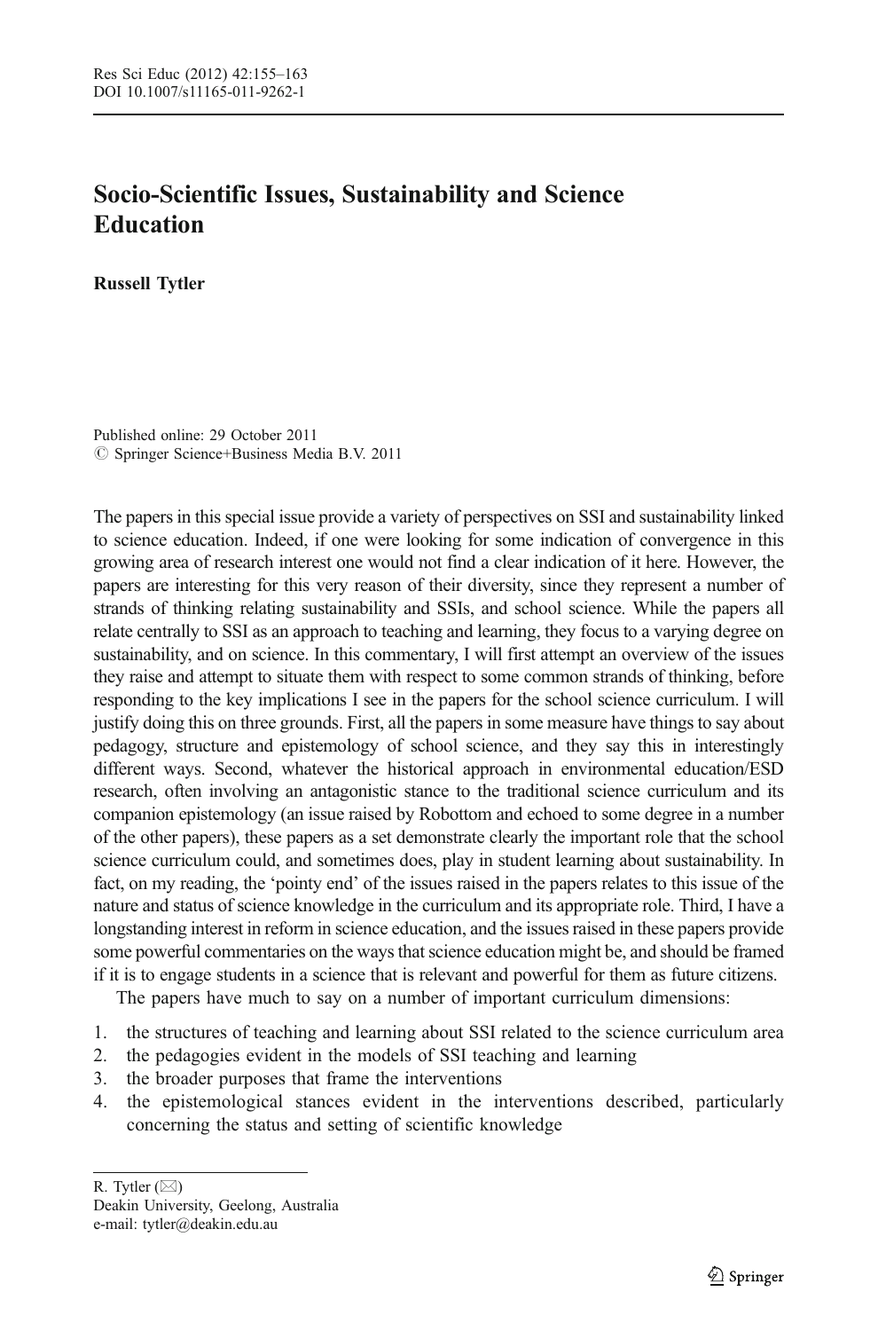# Socio-Scientific Issues, Sustainability and Science Education

**Russell Tytler**

Published online: 29 October 2011
© Springer Science+Business Media B.V. 2011

The papers in this special issue provide a variety of perspectives on SSI and sustainability linked to science education. Indeed, if one were looking for some indication of convergence in this growing area of research interest one would not find a clear indication of it here. However, the papers are interesting for this very reason of their diversity, since they represent a number of strands of thinking relating sustainability and SSIs, and school science. While the papers all relate centrally to SSI as an approach to teaching and learning, they focus to a varying degree on sustainability, and on science. In this commentary, I will first attempt an overview of the issues they raise and attempt to situate them with respect to some common strands of thinking, before responding to the key implications I see in the papers for the school science curriculum. I will justify doing this on three grounds. First, all the papers in some measure have things to say about pedagogy, structure and epistemology of school science, and they say this in interestingly different ways. Second, whatever the historical approach in environmental education/ESD research, often involving an antagonistic stance to the traditional science curriculum and its companion epistemology (an issue raised by Robottom and echoed to some degree in a number of the other papers), these papers as a set demonstrate clearly the important role that the school science curriculum could, and sometimes does, play in student learning about sustainability. In fact, on my reading, the 'pointy end' of the issues raised in the papers relates to this issue of the nature and status of science knowledge in the curriculum and its appropriate role. Third, I have a longstanding interest in reform in science education, and the issues raised in these papers provide some powerful commentaries on the ways that science education might be, and should be framed if it is to engage students in a science that is relevant and powerful for them as future citizens.

The papers have much to say on a number of important curriculum dimensions:

1. the structures of teaching and learning about SSI related to the science curriculum area
2. the pedagogies evident in the models of SSI teaching and learning
3. the broader purposes that frame the interventions
4. the epistemological stances evident in the interventions described, particularly concerning the status and setting of scientific knowledge

R. Tytler (✉)
Deakin University, Geelong, Australia
e-mail: tytler@deakin.edu.au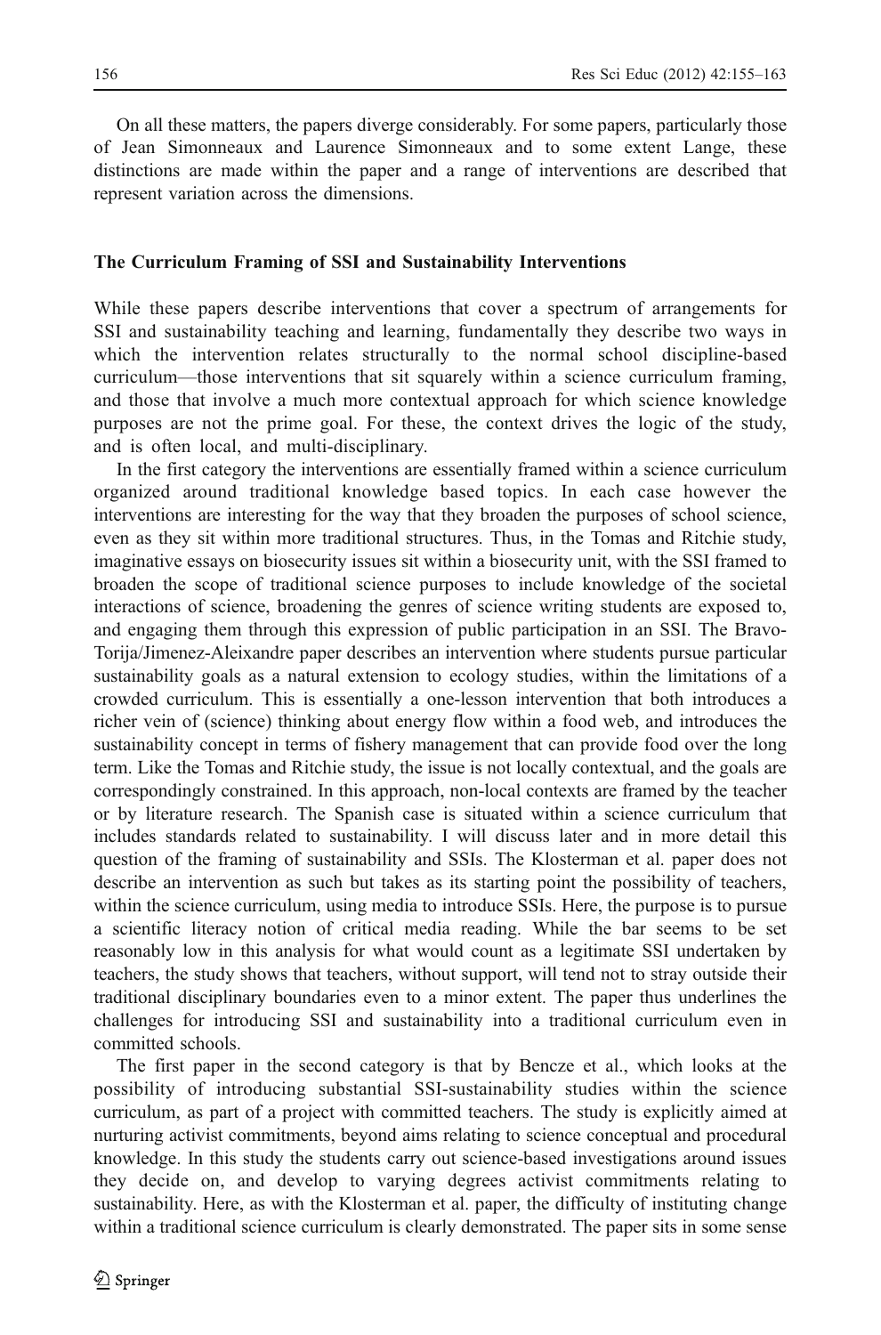On all these matters, the papers diverge considerably. For some papers, particularly those of Jean Simonneaux and Laurence Simonneaux and to some extent Lange, these distinctions are made within the paper and a range of interventions are described that represent variation across the dimensions.

## The Curriculum Framing of SSI and Sustainability Interventions

While these papers describe interventions that cover a spectrum of arrangements for SSI and sustainability teaching and learning, fundamentally they describe two ways in which the intervention relates structurally to the normal school discipline-based curriculum—those interventions that sit squarely within a science curriculum framing, and those that involve a much more contextual approach for which science knowledge purposes are not the prime goal. For these, the context drives the logic of the study, and is often local, and multi-disciplinary.

In the first category the interventions are essentially framed within a science curriculum organized around traditional knowledge based topics. In each case however the interventions are interesting for the way that they broaden the purposes of school science, even as they sit within more traditional structures. Thus, in the Tomas and Ritchie study, imaginative essays on biosecurity issues sit within a biosecurity unit, with the SSI framed to broaden the scope of traditional science purposes to include knowledge of the societal interactions of science, broadening the genres of science writing students are exposed to, and engaging them through this expression of public participation in an SSI. The Bravo-Torija/Jimenez-Aleixandre paper describes an intervention where students pursue particular sustainability goals as a natural extension to ecology studies, within the limitations of a crowded curriculum. This is essentially a one-lesson intervention that both introduces a richer vein of (science) thinking about energy flow within a food web, and introduces the sustainability concept in terms of fishery management that can provide food over the long term. Like the Tomas and Ritchie study, the issue is not locally contextual, and the goals are correspondingly constrained. In this approach, non-local contexts are framed by the teacher or by literature research. The Spanish case is situated within a science curriculum that includes standards related to sustainability. I will discuss later and in more detail this question of the framing of sustainability and SSIs. The Klosterman et al. paper does not describe an intervention as such but takes as its starting point the possibility of teachers, within the science curriculum, using media to introduce SSIs. Here, the purpose is to pursue a scientific literacy notion of critical media reading. While the bar seems to be set reasonably low in this analysis for what would count as a legitimate SSI undertaken by teachers, the study shows that teachers, without support, will tend not to stray outside their traditional disciplinary boundaries even to a minor extent. The paper thus underlines the challenges for introducing SSI and sustainability into a traditional curriculum even in committed schools.

The first paper in the second category is that by Bencze et al., which looks at the possibility of introducing substantial SSI-sustainability studies within the science curriculum, as part of a project with committed teachers. The study is explicitly aimed at nurturing activist commitments, beyond aims relating to science conceptual and procedural knowledge. In this study the students carry out science-based investigations around issues they decide on, and develop to varying degrees activist commitments relating to sustainability. Here, as with the Klosterman et al. paper, the difficulty of instituting change within a traditional science curriculum is clearly demonstrated. The paper sits in some sense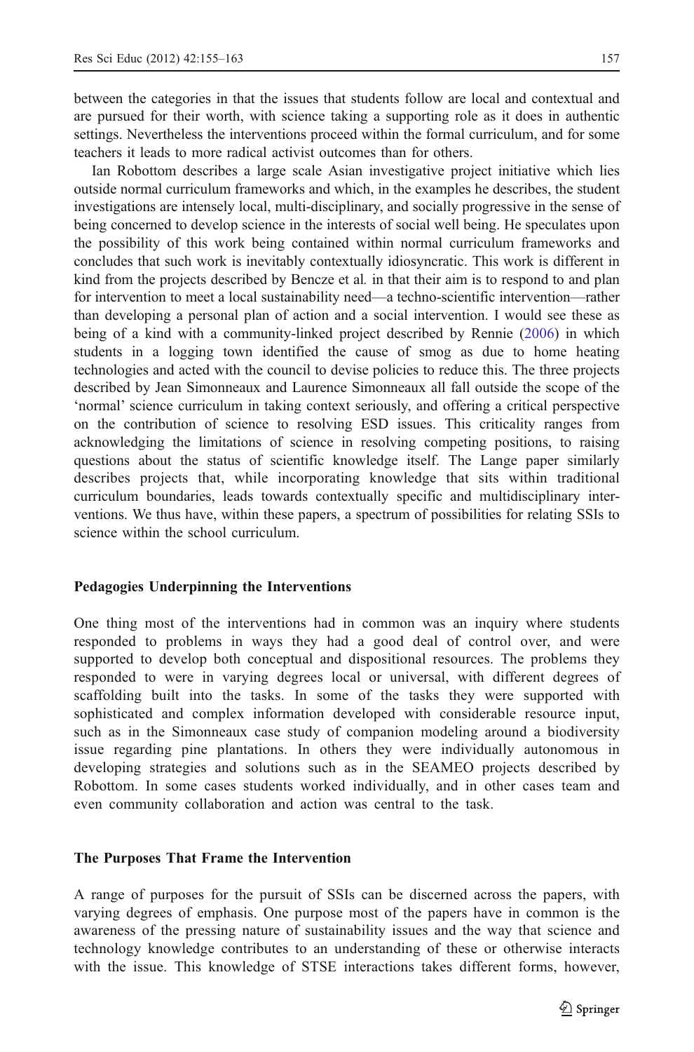between the categories in that the issues that students follow are local and contextual and are pursued for their worth, with science taking a supporting role as it does in authentic settings. Nevertheless the interventions proceed within the formal curriculum, and for some teachers it leads to more radical activist outcomes than for others.

Ian Robottom describes a large scale Asian investigative project initiative which lies outside normal curriculum frameworks and which, in the examples he describes, the student investigations are intensely local, multi-disciplinary, and socially progressive in the sense of being concerned to develop science in the interests of social well being. He speculates upon the possibility of this work being contained within normal curriculum frameworks and concludes that such work is inevitably contextually idiosyncratic. This work is different in kind from the projects described by Bencze et al. in that their aim is to respond to and plan for intervention to meet a local sustainability need—a techno-scientific intervention—rather than developing a personal plan of action and a social intervention. I would see these as being of a kind with a community-linked project described by Rennie (2006) in which students in a logging town identified the cause of smog as due to home heating technologies and acted with the council to devise policies to reduce this. The three projects described by Jean Simonneaux and Laurence Simonneaux all fall outside the scope of the 'normal' science curriculum in taking context seriously, and offering a critical perspective on the contribution of science to resolving ESD issues. This criticality ranges from acknowledging the limitations of science in resolving competing positions, to raising questions about the status of scientific knowledge itself. The Lange paper similarly describes projects that, while incorporating knowledge that sits within traditional curriculum boundaries, leads towards contextually specific and multidisciplinary interventions. We thus have, within these papers, a spectrum of possibilities for relating SSIs to science within the school curriculum.

### Pedagogies Underpinning the Interventions

One thing most of the interventions had in common was an inquiry where students responded to problems in ways they had a good deal of control over, and were supported to develop both conceptual and dispositional resources. The problems they responded to were in varying degrees local or universal, with different degrees of scaffolding built into the tasks. In some of the tasks they were supported with sophisticated and complex information developed with considerable resource input, such as in the Simonneaux case study of companion modeling around a biodiversity issue regarding pine plantations. In others they were individually autonomous in developing strategies and solutions such as in the SEAMEO projects described by Robottom. In some cases students worked individually, and in other cases team and even community collaboration and action was central to the task.

### The Purposes That Frame the Intervention

A range of purposes for the pursuit of SSIs can be discerned across the papers, with varying degrees of emphasis. One purpose most of the papers have in common is the awareness of the pressing nature of sustainability issues and the way that science and technology knowledge contributes to an understanding of these or otherwise interacts with the issue. This knowledge of STSE interactions takes different forms, however,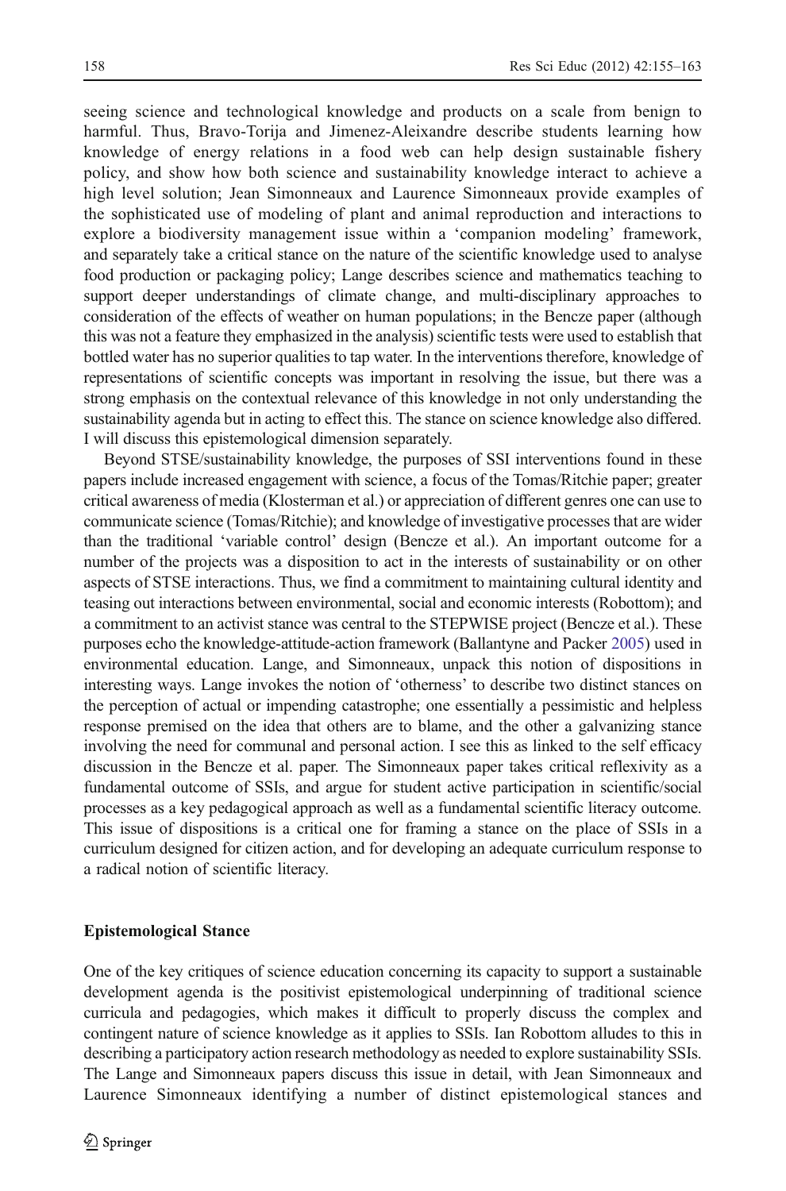seeing science and technological knowledge and products on a scale from benign to harmful. Thus, Bravo-Torija and Jimenez-Aleixandre describe students learning how knowledge of energy relations in a food web can help design sustainable fishery policy, and show how both science and sustainability knowledge interact to achieve a high level solution; Jean Simonneaux and Laurence Simonneaux provide examples of the sophisticated use of modeling of plant and animal reproduction and interactions to explore a biodiversity management issue within a 'companion modeling' framework, and separately take a critical stance on the nature of the scientific knowledge used to analyse food production or packaging policy; Lange describes science and mathematics teaching to support deeper understandings of climate change, and multi-disciplinary approaches to consideration of the effects of weather on human populations; in the Bencze paper (although this was not a feature they emphasized in the analysis) scientific tests were used to establish that bottled water has no superior qualities to tap water. In the interventions therefore, knowledge of representations of scientific concepts was important in resolving the issue, but there was a strong emphasis on the contextual relevance of this knowledge in not only understanding the sustainability agenda but in acting to effect this. The stance on science knowledge also differed. I will discuss this epistemological dimension separately.

Beyond STSE/sustainability knowledge, the purposes of SSI interventions found in these papers include increased engagement with science, a focus of the Tomas/Ritchie paper; greater critical awareness of media (Klosterman et al.) or appreciation of different genres one can use to communicate science (Tomas/Ritchie); and knowledge of investigative processes that are wider than the traditional 'variable control' design (Bencze et al.). An important outcome for a number of the projects was a disposition to act in the interests of sustainability or on other aspects of STSE interactions. Thus, we find a commitment to maintaining cultural identity and teasing out interactions between environmental, social and economic interests (Robottom); and a commitment to an activist stance was central to the STEPWISE project (Bencze et al.). These purposes echo the knowledge-attitude-action framework (Ballantyne and Packer 2005) used in environmental education. Lange, and Simonneaux, unpack this notion of dispositions in interesting ways. Lange invokes the notion of 'otherness' to describe two distinct stances on the perception of actual or impending catastrophe; one essentially a pessimistic and helpless response premised on the idea that others are to blame, and the other a galvanizing stance involving the need for communal and personal action. I see this as linked to the self efficacy discussion in the Bencze et al. paper. The Simonneaux paper takes critical reflexivity as a fundamental outcome of SSIs, and argue for student active participation in scientific/social processes as a key pedagogical approach as well as a fundamental scientific literacy outcome. This issue of dispositions is a critical one for framing a stance on the place of SSIs in a curriculum designed for citizen action, and for developing an adequate curriculum response to a radical notion of scientific literacy.

### Epistemological Stance

One of the key critiques of science education concerning its capacity to support a sustainable development agenda is the positivist epistemological underpinning of traditional science curricula and pedagogies, which makes it difficult to properly discuss the complex and contingent nature of science knowledge as it applies to SSIs. Ian Robottom alludes to this in describing a participatory action research methodology as needed to explore sustainability SSIs. The Lange and Simonneaux papers discuss this issue in detail, with Jean Simonneaux and Laurence Simonneaux identifying a number of distinct epistemological stances and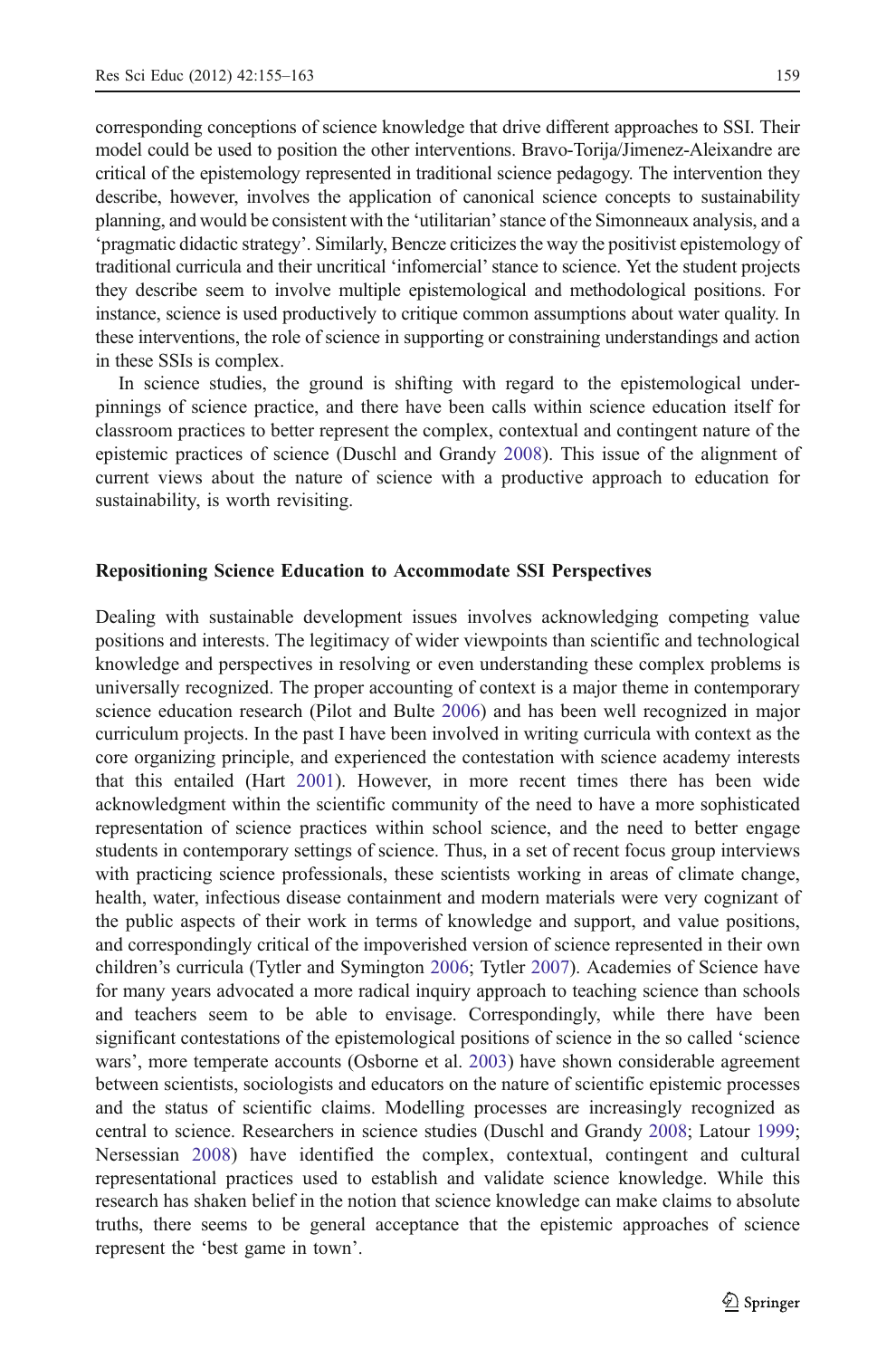corresponding conceptions of science knowledge that drive different approaches to SSI. Their model could be used to position the other interventions. Bravo-Torija/Jimenez-Aleixandre are critical of the epistemology represented in traditional science pedagogy. The intervention they describe, however, involves the application of canonical science concepts to sustainability planning, and would be consistent with the 'utilitarian' stance of the Simonneaux analysis, and a 'pragmatic didactic strategy'. Similarly, Bencze criticizes the way the positivist epistemology of traditional curricula and their uncritical 'infomercial' stance to science. Yet the student projects they describe seem to involve multiple epistemological and methodological positions. For instance, science is used productively to critique common assumptions about water quality. In these interventions, the role of science in supporting or constraining understandings and action in these SSIs is complex.

In science studies, the ground is shifting with regard to the epistemological underpinnings of science practice, and there have been calls within science education itself for classroom practices to better represent the complex, contextual and contingent nature of the epistemic practices of science (Duschl and Grandy 2008). This issue of the alignment of current views about the nature of science with a productive approach to education for sustainability, is worth revisiting.

## Repositioning Science Education to Accommodate SSI Perspectives

Dealing with sustainable development issues involves acknowledging competing value positions and interests. The legitimacy of wider viewpoints than scientific and technological knowledge and perspectives in resolving or even understanding these complex problems is universally recognized. The proper accounting of context is a major theme in contemporary science education research (Pilot and Bulte 2006) and has been well recognized in major curriculum projects. In the past I have been involved in writing curricula with context as the core organizing principle, and experienced the contestation with science academy interests that this entailed (Hart 2001). However, in more recent times there has been wide acknowledgment within the scientific community of the need to have a more sophisticated representation of science practices within school science, and the need to better engage students in contemporary settings of science. Thus, in a set of recent focus group interviews with practicing science professionals, these scientists working in areas of climate change, health, water, infectious disease containment and modern materials were very cognizant of the public aspects of their work in terms of knowledge and support, and value positions, and correspondingly critical of the impoverished version of science represented in their own children's curricula (Tytler and Symington 2006; Tytler 2007). Academies of Science have for many years advocated a more radical inquiry approach to teaching science than schools and teachers seem to be able to envisage. Correspondingly, while there have been significant contestations of the epistemological positions of science in the so called 'science wars', more temperate accounts (Osborne et al. 2003) have shown considerable agreement between scientists, sociologists and educators on the nature of scientific epistemic processes and the status of scientific claims. Modelling processes are increasingly recognized as central to science. Researchers in science studies (Duschl and Grandy 2008; Latour 1999; Nersessian 2008) have identified the complex, contextual, contingent and cultural representational practices used to establish and validate science knowledge. While this research has shaken belief in the notion that science knowledge can make claims to absolute truths, there seems to be general acceptance that the epistemic approaches of science represent the 'best game in town'.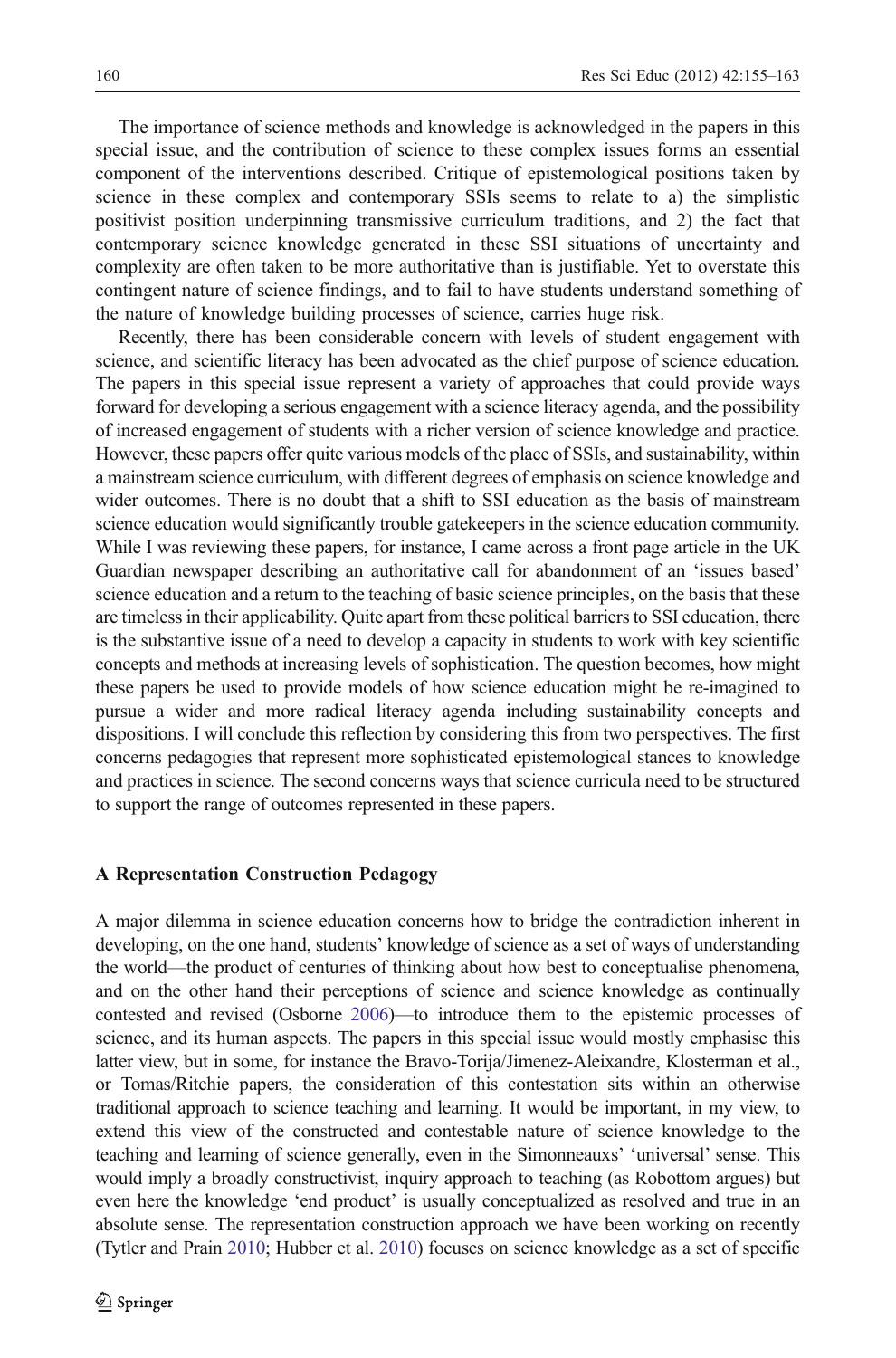The importance of science methods and knowledge is acknowledged in the papers in this special issue, and the contribution of science to these complex issues forms an essential component of the interventions described. Critique of epistemological positions taken by science in these complex and contemporary SSIs seems to relate to a) the simplistic positivist position underpinning transmissive curriculum traditions, and 2) the fact that contemporary science knowledge generated in these SSI situations of uncertainty and complexity are often taken to be more authoritative than is justifiable. Yet to overstate this contingent nature of science findings, and to fail to have students understand something of the nature of knowledge building processes of science, carries huge risk.

Recently, there has been considerable concern with levels of student engagement with science, and scientific literacy has been advocated as the chief purpose of science education. The papers in this special issue represent a variety of approaches that could provide ways forward for developing a serious engagement with a science literacy agenda, and the possibility of increased engagement of students with a richer version of science knowledge and practice. However, these papers offer quite various models of the place of SSIs, and sustainability, within a mainstream science curriculum, with different degrees of emphasis on science knowledge and wider outcomes. There is no doubt that a shift to SSI education as the basis of mainstream science education would significantly trouble gatekeepers in the science education community. While I was reviewing these papers, for instance, I came across a front page article in the UK Guardian newspaper describing an authoritative call for abandonment of an 'issues based' science education and a return to the teaching of basic science principles, on the basis that these are timeless in their applicability. Quite apart from these political barriers to SSI education, there is the substantive issue of a need to develop a capacity in students to work with key scientific concepts and methods at increasing levels of sophistication. The question becomes, how might these papers be used to provide models of how science education might be re-imagined to pursue a wider and more radical literacy agenda including sustainability concepts and dispositions. I will conclude this reflection by considering this from two perspectives. The first concerns pedagogies that represent more sophisticated epistemological stances to knowledge and practices in science. The second concerns ways that science curricula need to be structured to support the range of outcomes represented in these papers.

## A Representation Construction Pedagogy

A major dilemma in science education concerns how to bridge the contradiction inherent in developing, on the one hand, students' knowledge of science as a set of ways of understanding the world—the product of centuries of thinking about how best to conceptualise phenomena, and on the other hand their perceptions of science and science knowledge as continually contested and revised (Osborne 2006)—to introduce them to the epistemic processes of science, and its human aspects. The papers in this special issue would mostly emphasise this latter view, but in some, for instance the Bravo-Torija/Jimenez-Aleixandre, Klosterman et al., or Tomas/Ritchie papers, the consideration of this contestation sits within an otherwise traditional approach to science teaching and learning. It would be important, in my view, to extend this view of the constructed and contestable nature of science knowledge to the teaching and learning of science generally, even in the Simonneauxs' 'universal' sense. This would imply a broadly constructivist, inquiry approach to teaching (as Robottom argues) but even here the knowledge 'end product' is usually conceptualized as resolved and true in an absolute sense. The representation construction approach we have been working on recently (Tytler and Prain 2010; Hubber et al. 2010) focuses on science knowledge as a set of specific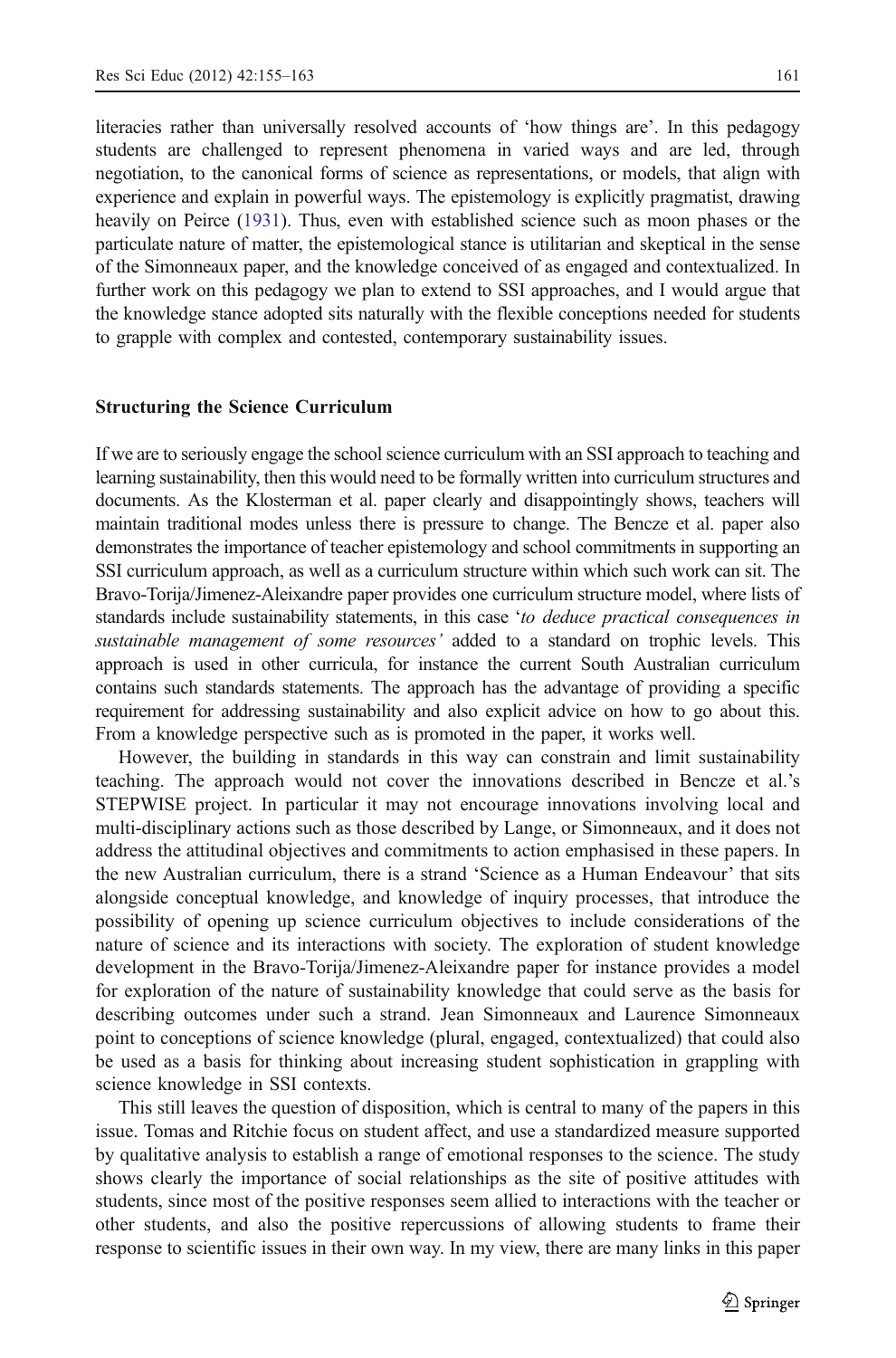literacies rather than universally resolved accounts of 'how things are'. In this pedagogy students are challenged to represent phenomena in varied ways and are led, through negotiation, to the canonical forms of science as representations, or models, that align with experience and explain in powerful ways. The epistemology is explicitly pragmatist, drawing heavily on Peirce (1931). Thus, even with established science such as moon phases or the particulate nature of matter, the epistemological stance is utilitarian and skeptical in the sense of the Simonneaux paper, and the knowledge conceived of as engaged and contextualized. In further work on this pedagogy we plan to extend to SSI approaches, and I would argue that the knowledge stance adopted sits naturally with the flexible conceptions needed for students to grapple with complex and contested, contemporary sustainability issues.

## Structuring the Science Curriculum

If we are to seriously engage the school science curriculum with an SSI approach to teaching and learning sustainability, then this would need to be formally written into curriculum structures and documents. As the Klosterman et al. paper clearly and disappointingly shows, teachers will maintain traditional modes unless there is pressure to change. The Bencze et al. paper also demonstrates the importance of teacher epistemology and school commitments in supporting an SSI curriculum approach, as well as a curriculum structure within which such work can sit. The Bravo-Torija/Jimenez-Aleixandre paper provides one curriculum structure model, where lists of standards include sustainability statements, in this case '*to deduce practical consequences in sustainable management of some resources*' added to a standard on trophic levels. This approach is used in other curricula, for instance the current South Australian curriculum contains such standards statements. The approach has the advantage of providing a specific requirement for addressing sustainability and also explicit advice on how to go about this. From a knowledge perspective such as is promoted in the paper, it works well.

However, the building in standards in this way can constrain and limit sustainability teaching. The approach would not cover the innovations described in Bencze et al.'s STEPWISE project. In particular it may not encourage innovations involving local and multi-disciplinary actions such as those described by Lange, or Simonneaux, and it does not address the attitudinal objectives and commitments to action emphasised in these papers. In the new Australian curriculum, there is a strand 'Science as a Human Endeavour' that sits alongside conceptual knowledge, and knowledge of inquiry processes, that introduce the possibility of opening up science curriculum objectives to include considerations of the nature of science and its interactions with society. The exploration of student knowledge development in the Bravo-Torija/Jimenez-Aleixandre paper for instance provides a model for exploration of the nature of sustainability knowledge that could serve as the basis for describing outcomes under such a strand. Jean Simonneaux and Laurence Simonneaux point to conceptions of science knowledge (plural, engaged, contextualized) that could also be used as a basis for thinking about increasing student sophistication in grappling with science knowledge in SSI contexts.

This still leaves the question of disposition, which is central to many of the papers in this issue. Tomas and Ritchie focus on student affect, and use a standardized measure supported by qualitative analysis to establish a range of emotional responses to the science. The study shows clearly the importance of social relationships as the site of positive attitudes with students, since most of the positive responses seem allied to interactions with the teacher or other students, and also the positive repercussions of allowing students to frame their response to scientific issues in their own way. In my view, there are many links in this paper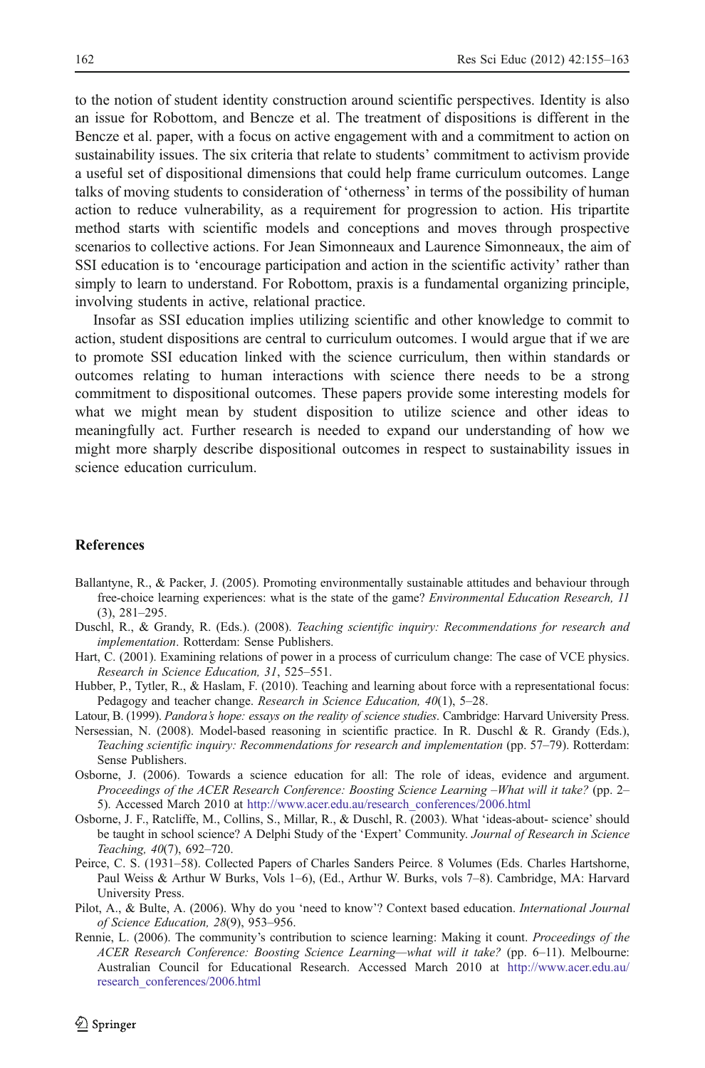to the notion of student identity construction around scientific perspectives. Identity is also an issue for Robottom, and Bencze et al. The treatment of dispositions is different in the Bencze et al. paper, with a focus on active engagement with and a commitment to action on sustainability issues. The six criteria that relate to students' commitment to activism provide a useful set of dispositional dimensions that could help frame curriculum outcomes. Lange talks of moving students to consideration of 'otherness' in terms of the possibility of human action to reduce vulnerability, as a requirement for progression to action. His tripartite method starts with scientific models and conceptions and moves through prospective scenarios to collective actions. For Jean Simonneaux and Laurence Simonneaux, the aim of SSI education is to 'encourage participation and action in the scientific activity' rather than simply to learn to understand. For Robottom, praxis is a fundamental organizing principle, involving students in active, relational practice.

Insofar as SSI education implies utilizing scientific and other knowledge to commit to action, student dispositions are central to curriculum outcomes. I would argue that if we are to promote SSI education linked with the science curriculum, then within standards or outcomes relating to human interactions with science there needs to be a strong commitment to dispositional outcomes. These papers provide some interesting models for what we might mean by student disposition to utilize science and other ideas to meaningfully act. Further research is needed to expand our understanding of how we might more sharply describe dispositional outcomes in respect to sustainability issues in science education curriculum.

## References

Ballantyne, R., & Packer, J. (2005). Promoting environmentally sustainable attitudes and behaviour through free-choice learning experiences: what is the state of the game? *Environmental Education Research, 11* (3), 281–295.

Duschl, R., & Grandy, R. (Eds.). (2008). *Teaching scientific inquiry: Recommendations for research and implementation*. Rotterdam: Sense Publishers.

Hart, C. (2001). Examining relations of power in a process of curriculum change: The case of VCE physics. *Research in Science Education, 31*, 525–551.

Hubber, P., Tytler, R., & Haslam, F. (2010). Teaching and learning about force with a representational focus: Pedagogy and teacher change. *Research in Science Education, 40*(1), 5–28.

Latour, B. (1999). *Pandora's hope: essays on the reality of science studies*. Cambridge: Harvard University Press.

Nersessian, N. (2008). Model-based reasoning in scientific practice. In R. Duschl & R. Grandy (Eds.), *Teaching scientific inquiry: Recommendations for research and implementation* (pp. 57–79). Rotterdam: Sense Publishers.

Osborne, J. (2006). Towards a science education for all: The role of ideas, evidence and argument. *Proceedings of the ACER Research Conference: Boosting Science Learning –What will it take?* (pp. 2–5). Accessed March 2010 at http://www.acer.edu.au/research_conferences/2006.html

Osborne, J. F., Ratcliffe, M., Collins, S., Millar, R., & Duschl, R. (2003). What 'ideas-about- science' should be taught in school science? A Delphi Study of the 'Expert' Community. *Journal of Research in Science Teaching, 40*(7), 692–720.

Peirce, C. S. (1931–58). Collected Papers of Charles Sanders Peirce. 8 Volumes (Eds. Charles Hartshorne, Paul Weiss & Arthur W Burks, Vols 1–6), (Ed., Arthur W. Burks, vols 7–8). Cambridge, MA: Harvard University Press.

Pilot, A., & Bulte, A. (2006). Why do you 'need to know'? Context based education. *International Journal of Science Education, 28*(9), 953–956.

Rennie, L. (2006). The community's contribution to science learning: Making it count. *Proceedings of the ACER Research Conference: Boosting Science Learning—what will it take?* (pp. 6–11). Melbourne: Australian Council for Educational Research. Accessed March 2010 at http://www.acer.edu.au/research_conferences/2006.html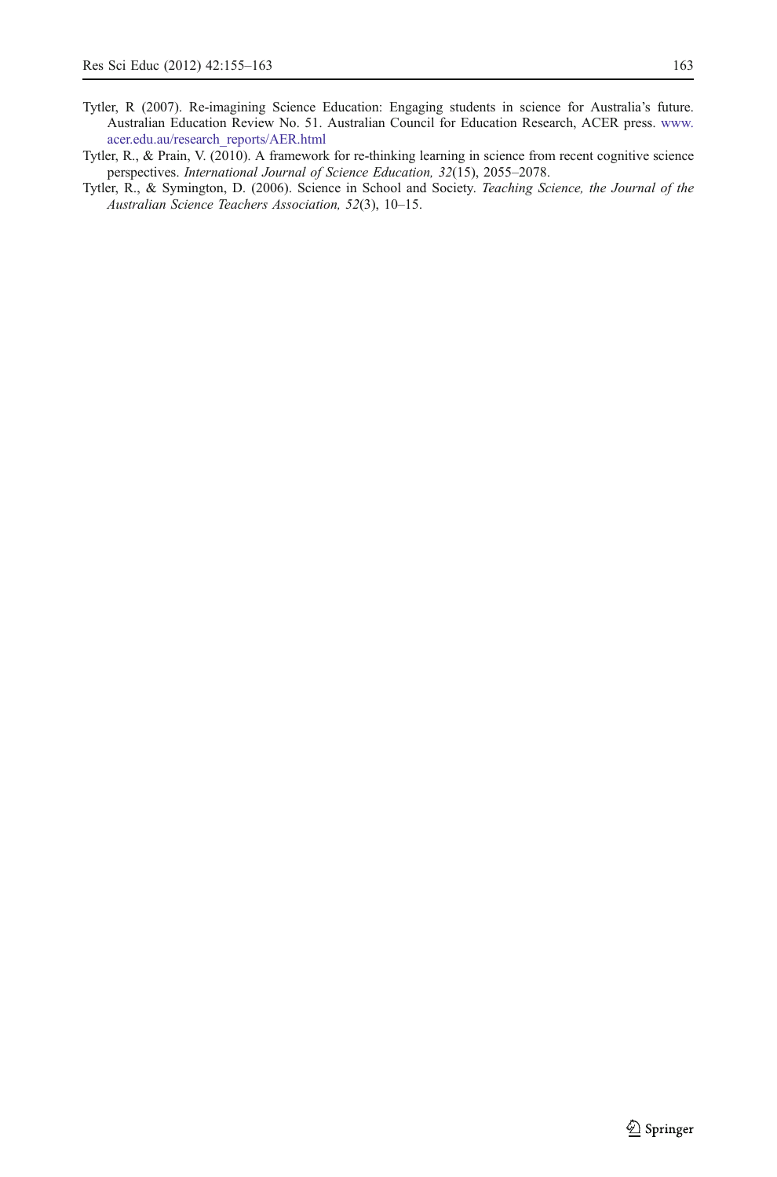Tytler, R (2007). Re-imagining Science Education: Engaging students in science for Australia's future. Australian Education Review No. 51. Australian Council for Education Research, ACER press. www.acer.edu.au/research_reports/AER.html

Tytler, R., & Prain, V. (2010). A framework for re-thinking learning in science from recent cognitive science perspectives. *International Journal of Science Education, 32*(15), 2055–2078.

Tytler, R., & Symington, D. (2006). Science in School and Society. *Teaching Science, the Journal of the Australian Science Teachers Association, 52*(3), 10–15.